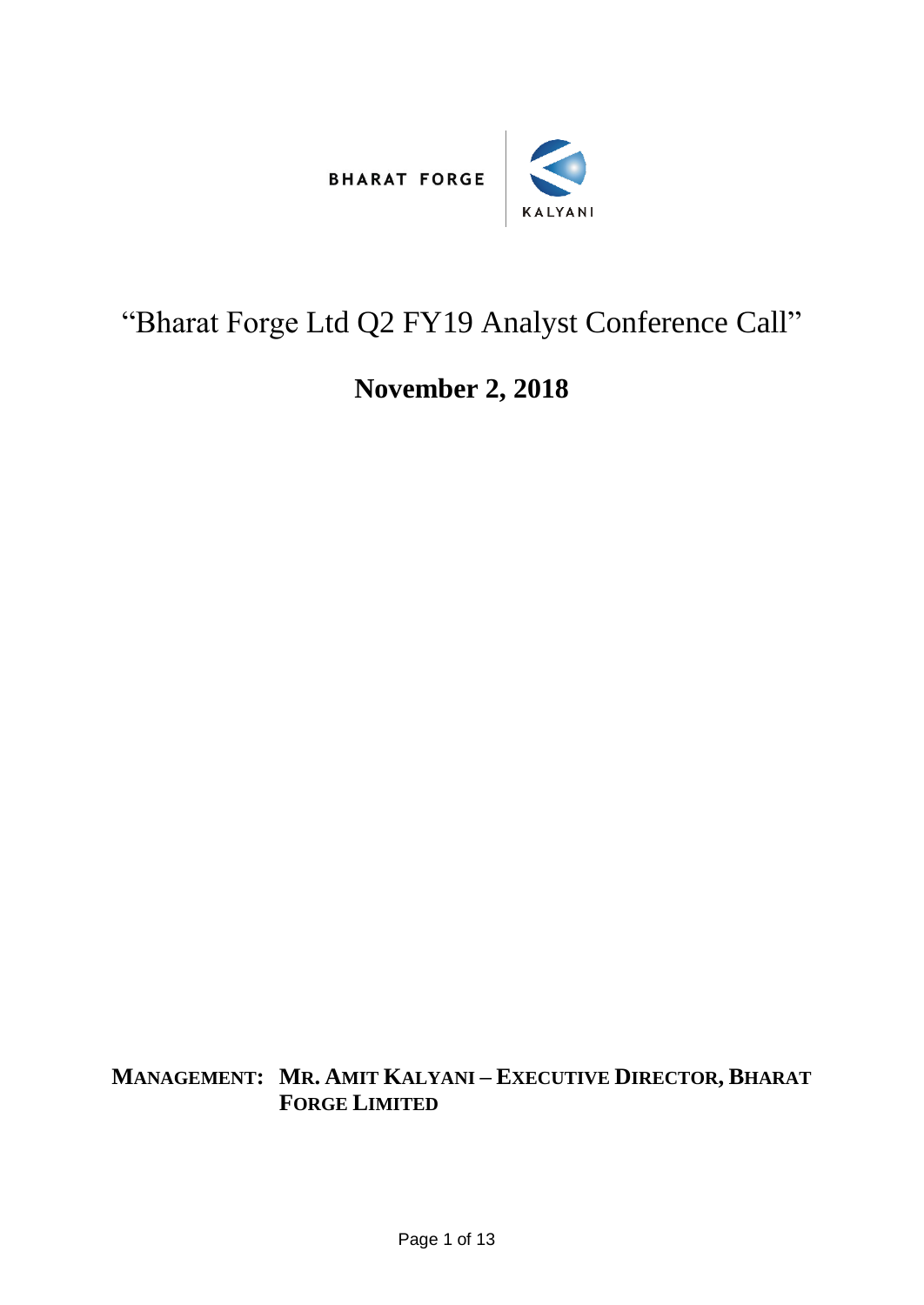BHARAT FORGE | KALYANI

# "Bharat Forge Ltd Q2 FY19 Analyst Conference Call"

## November 2, 2018

**MANAGEMENT: MR. AMIT KALYANI – EXECUTIVE DIRECTOR, BHARAT FORGE LIMITED**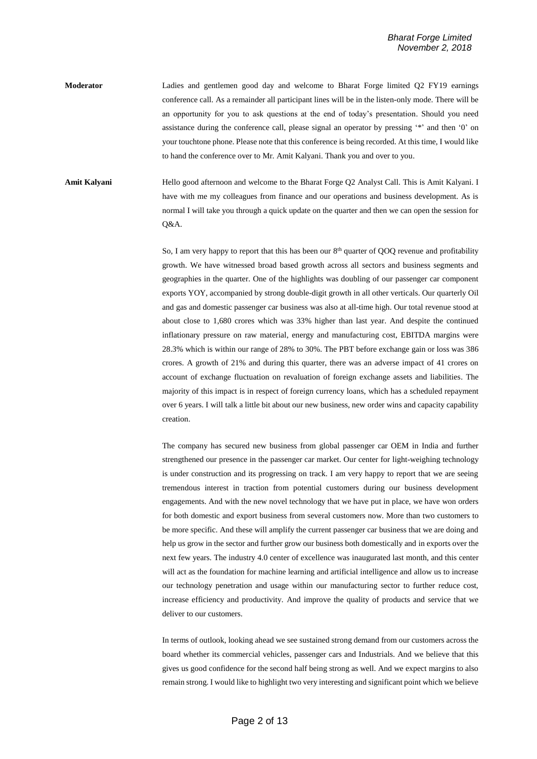**Moderator** Ladies and gentlemen good day and welcome to Bharat Forge limited Q2 FY19 earnings conference call. As a remainder all participant lines will be in the listen-only mode. There will be an opportunity for you to ask questions at the end of today's presentation. Should you need assistance during the conference call, please signal an operator by pressing '*' and then '0' on your touchtone phone. Please note that this conference is being recorded. At this time, I would like to hand the conference over to Mr. Amit Kalyani. Thank you and over to you.

**Amit Kalyani** Hello good afternoon and welcome to the Bharat Forge Q2 Analyst Call. This is Amit Kalyani. I have with me my colleagues from finance and our operations and business development. As is normal I will take you through a quick update on the quarter and then we can open the session for Q&A.

So, I am very happy to report that this has been our 8th quarter of QOQ revenue and profitability growth. We have witnessed broad based growth across all sectors and business segments and geographies in the quarter. One of the highlights was doubling of our passenger car component exports YOY, accompanied by strong double-digit growth in all other verticals. Our quarterly Oil and gas and domestic passenger car business was also at all-time high. Our total revenue stood at about close to 1,680 crores which was 33% higher than last year. And despite the continued inflationary pressure on raw material, energy and manufacturing cost, EBITDA margins were 28.3% which is within our range of 28% to 30%. The PBT before exchange gain or loss was 386 crores. A growth of 21% and during this quarter, there was an adverse impact of 41 crores on account of exchange fluctuation on revaluation of foreign exchange assets and liabilities. The majority of this impact is in respect of foreign currency loans, which has a scheduled repayment over 6 years. I will talk a little bit about our new business, new order wins and capacity capability creation.

The company has secured new business from global passenger car OEM in India and further strengthened our presence in the passenger car market. Our center for light-weighing technology is under construction and its progressing on track. I am very happy to report that we are seeing tremendous interest in traction from potential customers during our business development engagements. And with the new novel technology that we have put in place, we have won orders for both domestic and export business from several customers now. More than two customers to be more specific. And these will amplify the current passenger car business that we are doing and help us grow in the sector and further grow our business both domestically and in exports over the next few years. The industry 4.0 center of excellence was inaugurated last month, and this center will act as the foundation for machine learning and artificial intelligence and allow us to increase our technology penetration and usage within our manufacturing sector to further reduce cost, increase efficiency and productivity. And improve the quality of products and service that we deliver to our customers.

In terms of outlook, looking ahead we see sustained strong demand from our customers across the board whether its commercial vehicles, passenger cars and Industrials. And we believe that this gives us good confidence for the second half being strong as well. And we expect margins to also remain strong. I would like to highlight two very interesting and significant point which we believe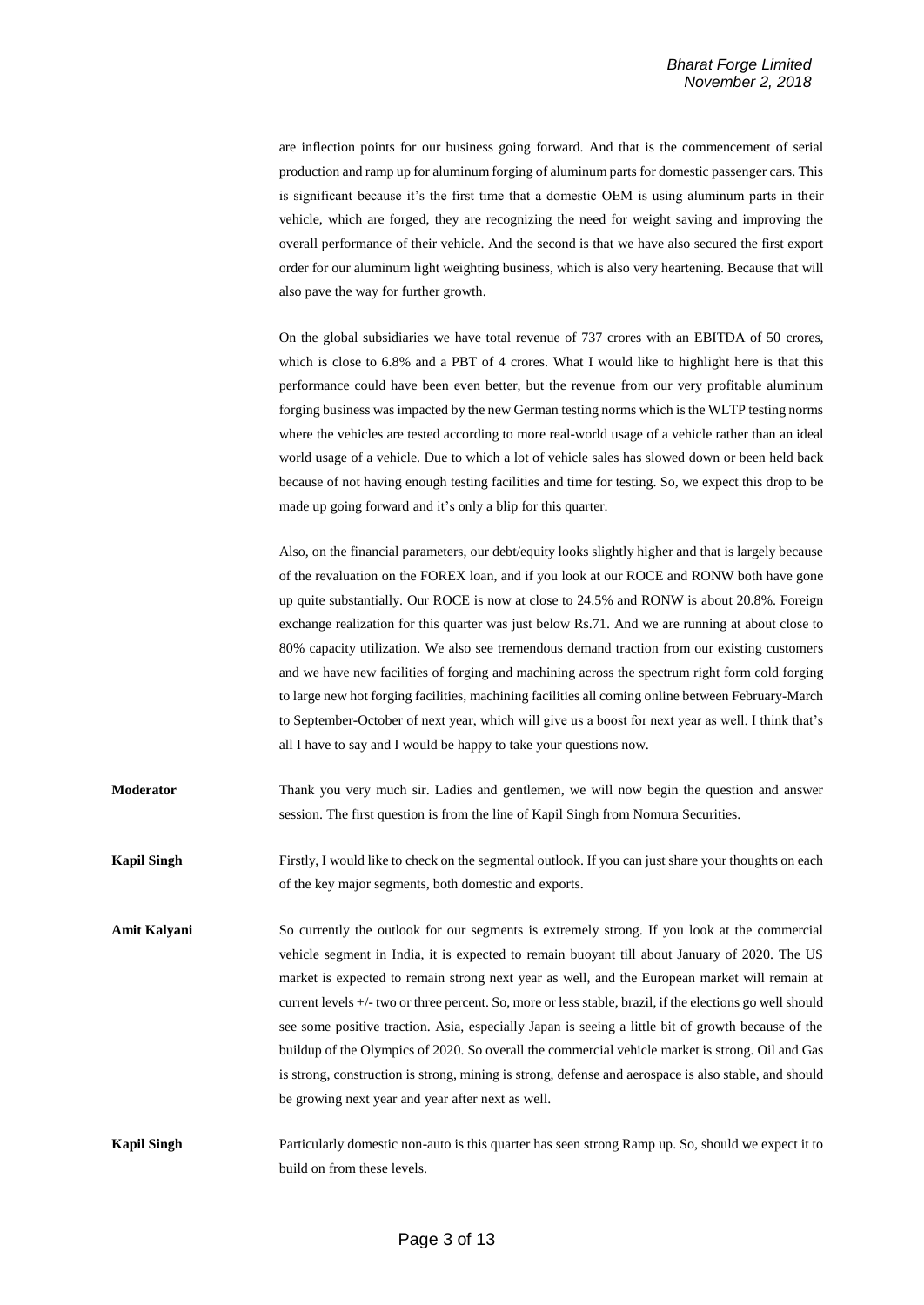are inflection points for our business going forward. And that is the commencement of serial production and ramp up for aluminum forging of aluminum parts for domestic passenger cars. This is significant because it's the first time that a domestic OEM is using aluminum parts in their vehicle, which are forged, they are recognizing the need for weight saving and improving the overall performance of their vehicle. And the second is that we have also secured the first export order for our aluminum light weighting business, which is also very heartening. Because that will also pave the way for further growth.

On the global subsidiaries we have total revenue of 737 crores with an EBITDA of 50 crores, which is close to 6.8% and a PBT of 4 crores. What I would like to highlight here is that this performance could have been even better, but the revenue from our very profitable aluminum forging business was impacted by the new German testing norms which is the WLTP testing norms where the vehicles are tested according to more real-world usage of a vehicle rather than an ideal world usage of a vehicle. Due to which a lot of vehicle sales has slowed down or been held back because of not having enough testing facilities and time for testing. So, we expect this drop to be made up going forward and it's only a blip for this quarter.

Also, on the financial parameters, our debt/equity looks slightly higher and that is largely because of the revaluation on the FOREX loan, and if you look at our ROCE and RONW both have gone up quite substantially. Our ROCE is now at close to 24.5% and RONW is about 20.8%. Foreign exchange realization for this quarter was just below Rs.71. And we are running at about close to 80% capacity utilization. We also see tremendous demand traction from our existing customers and we have new facilities of forging and machining across the spectrum right form cold forging to large new hot forging facilities, machining facilities all coming online between February-March to September-October of next year, which will give us a boost for next year as well. I think that's all I have to say and I would be happy to take your questions now.

**Moderator** Thank you very much sir. Ladies and gentlemen, we will now begin the question and answer session. The first question is from the line of Kapil Singh from Nomura Securities.

**Kapil Singh** Firstly, I would like to check on the segmental outlook. If you can just share your thoughts on each of the key major segments, both domestic and exports.

**Amit Kalyani** So currently the outlook for our segments is extremely strong. If you look at the commercial vehicle segment in India, it is expected to remain buoyant till about January of 2020. The US market is expected to remain strong next year as well, and the European market will remain at current levels +/- two or three percent. So, more or less stable, brazil, if the elections go well should see some positive traction. Asia, especially Japan is seeing a little bit of growth because of the buildup of the Olympics of 2020. So overall the commercial vehicle market is strong. Oil and Gas is strong, construction is strong, mining is strong, defense and aerospace is also stable, and should be growing next year and year after next as well.

**Kapil Singh** Particularly domestic non-auto is this quarter has seen strong Ramp up. So, should we expect it to build on from these levels.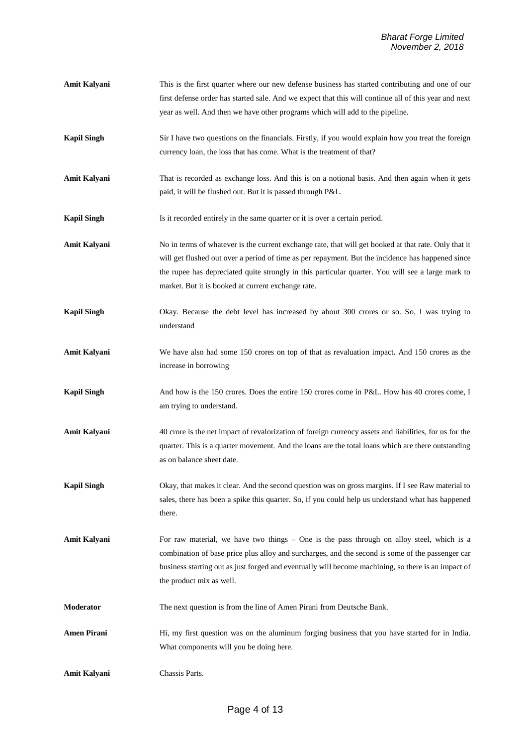**Amit Kalyani** This is the first quarter where our new defense business has started contributing and one of our first defense order has started sale. And we expect that this will continue all of this year and next year as well. And then we have other programs which will add to the pipeline.

**Kapil Singh** Sir I have two questions on the financials. Firstly, if you would explain how you treat the foreign currency loan, the loss that has come. What is the treatment of that?

**Amit Kalyani** That is recorded as exchange loss. And this is on a notional basis. And then again when it gets paid, it will be flushed out. But it is passed through P&L.

**Kapil Singh** Is it recorded entirely in the same quarter or it is over a certain period.

**Amit Kalyani** No in terms of whatever is the current exchange rate, that will get booked at that rate. Only that it will get flushed out over a period of time as per repayment. But the incidence has happened since the rupee has depreciated quite strongly in this particular quarter. You will see a large mark to market. But it is booked at current exchange rate.

**Kapil Singh** Okay. Because the debt level has increased by about 300 crores or so. So, I was trying to understand

**Amit Kalyani** We have also had some 150 crores on top of that as revaluation impact. And 150 crores as the increase in borrowing

**Kapil Singh** And how is the 150 crores. Does the entire 150 crores come in P&L. How has 40 crores come, I am trying to understand.

**Amit Kalyani** 40 crore is the net impact of revalorization of foreign currency assets and liabilities, for us for the quarter. This is a quarter movement. And the loans are the total loans which are there outstanding as on balance sheet date.

**Kapil Singh** Okay, that makes it clear. And the second question was on gross margins. If I see Raw material to sales, there has been a spike this quarter. So, if you could help us understand what has happened there.

**Amit Kalyani** For raw material, we have two things – One is the pass through on alloy steel, which is a combination of base price plus alloy and surcharges, and the second is some of the passenger car business starting out as just forged and eventually will become machining, so there is an impact of the product mix as well.

**Moderator** The next question is from the line of Amen Pirani from Deutsche Bank.

**Amen Pirani** Hi, my first question was on the aluminum forging business that you have started for in India. What components will you be doing here.

**Amit Kalyani** Chassis Parts.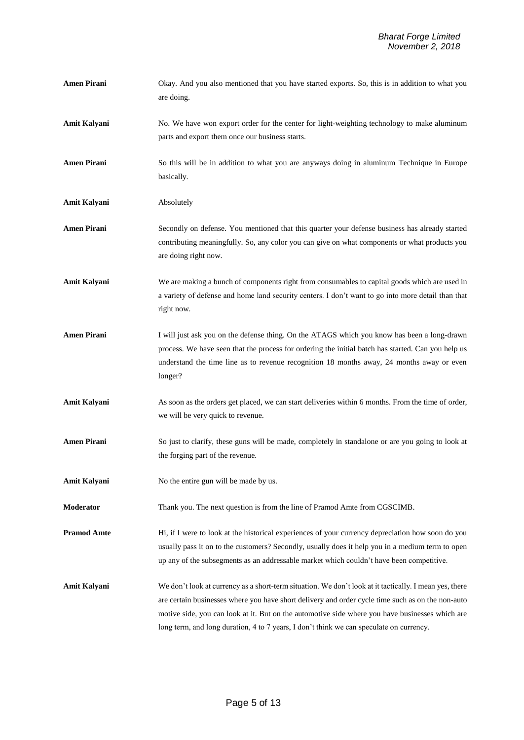**Amen Pirani** Okay. And you also mentioned that you have started exports. So, this is in addition to what you are doing.

**Amit Kalyani** No. We have won export order for the center for light-weighting technology to make aluminum parts and export them once our business starts.

**Amen Pirani** So this will be in addition to what you are anyways doing in aluminum Technique in Europe basically.

**Amit Kalyani** Absolutely

**Amen Pirani** Secondly on defense. You mentioned that this quarter your defense business has already started contributing meaningfully. So, any color you can give on what components or what products you are doing right now.

**Amit Kalyani** We are making a bunch of components right from consumables to capital goods which are used in a variety of defense and home land security centers. I don't want to go into more detail than that right now.

**Amen Pirani** I will just ask you on the defense thing. On the ATAGS which you know has been a long-drawn process. We have seen that the process for ordering the initial batch has started. Can you help us understand the time line as to revenue recognition 18 months away, 24 months away or even longer?

**Amit Kalyani** As soon as the orders get placed, we can start deliveries within 6 months. From the time of order, we will be very quick to revenue.

**Amen Pirani** So just to clarify, these guns will be made, completely in standalone or are you going to look at the forging part of the revenue.

**Amit Kalyani** No the entire gun will be made by us.

**Moderator** Thank you. The next question is from the line of Pramod Amte from CGSCIMB.

**Pramod Amte** Hi, if I were to look at the historical experiences of your currency depreciation how soon do you usually pass it on to the customers? Secondly, usually does it help you in a medium term to open up any of the subsegments as an addressable market which couldn't have been competitive.

**Amit Kalyani** We don't look at currency as a short-term situation. We don't look at it tactically. I mean yes, there are certain businesses where you have short delivery and order cycle time such as on the non-auto motive side, you can look at it. But on the automotive side where you have businesses which are long term, and long duration, 4 to 7 years, I don't think we can speculate on currency.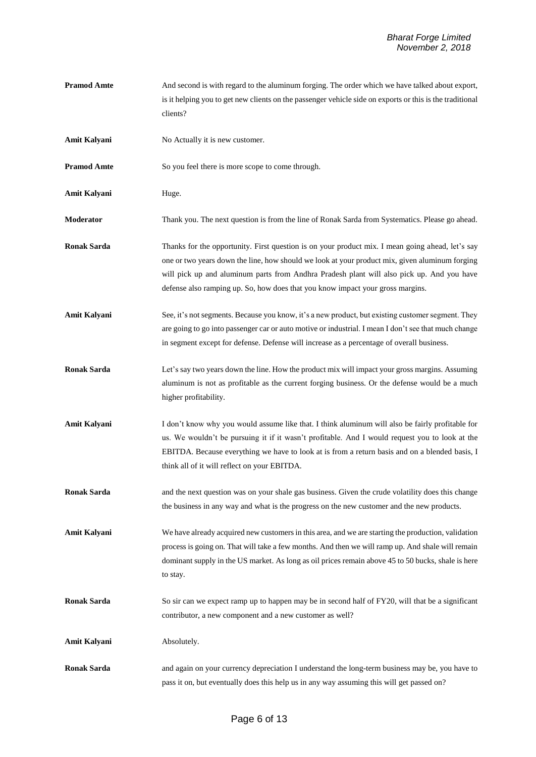**Pramod Amte** And second is with regard to the aluminum forging. The order which we have talked about export, is it helping you to get new clients on the passenger vehicle side on exports or this is the traditional clients?

**Amit Kalyani** No Actually it is new customer.

**Pramod Amte** So you feel there is more scope to come through.

**Amit Kalyani** Huge.

**Moderator** Thank you. The next question is from the line of Ronak Sarda from Systematics. Please go ahead.

**Ronak Sarda** Thanks for the opportunity. First question is on your product mix. I mean going ahead, let's say one or two years down the line, how should we look at your product mix, given aluminum forging will pick up and aluminum parts from Andhra Pradesh plant will also pick up. And you have defense also ramping up. So, how does that you know impact your gross margins.

**Amit Kalyani** See, it's not segments. Because you know, it's a new product, but existing customer segment. They are going to go into passenger car or auto motive or industrial. I mean I don't see that much change in segment except for defense. Defense will increase as a percentage of overall business.

**Ronak Sarda** Let's say two years down the line. How the product mix will impact your gross margins. Assuming aluminum is not as profitable as the current forging business. Or the defense would be a much higher profitability.

**Amit Kalyani** I don't know why you would assume like that. I think aluminum will also be fairly profitable for us. We wouldn't be pursuing it if it wasn't profitable. And I would request you to look at the EBITDA. Because everything we have to look at is from a return basis and on a blended basis, I think all of it will reflect on your EBITDA.

**Ronak Sarda** and the next question was on your shale gas business. Given the crude volatility does this change the business in any way and what is the progress on the new customer and the new products.

**Amit Kalyani** We have already acquired new customers in this area, and we are starting the production, validation process is going on. That will take a few months. And then we will ramp up. And shale will remain dominant supply in the US market. As long as oil prices remain above 45 to 50 bucks, shale is here to stay.

**Ronak Sarda** So sir can we expect ramp up to happen may be in second half of FY20, will that be a significant contributor, a new component and a new customer as well?

**Amit Kalyani** Absolutely.

**Ronak Sarda** and again on your currency depreciation I understand the long-term business may be, you have to pass it on, but eventually does this help us in any way assuming this will get passed on?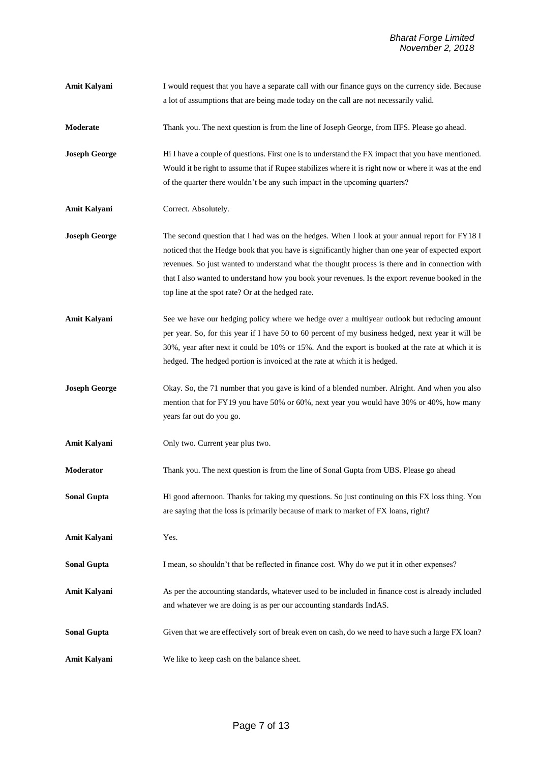**Amit Kalyani** I would request that you have a separate call with our finance guys on the currency side. Because a lot of assumptions that are being made today on the call are not necessarily valid.

**Moderate** Thank you. The next question is from the line of Joseph George, from IIFS. Please go ahead.

**Joseph George** Hi I have a couple of questions. First one is to understand the FX impact that you have mentioned. Would it be right to assume that if Rupee stabilizes where it is right now or where it was at the end of the quarter there wouldn't be any such impact in the upcoming quarters?

**Amit Kalyani** Correct. Absolutely.

**Joseph George** The second question that I had was on the hedges. When I look at your annual report for FY18 I noticed that the Hedge book that you have is significantly higher than one year of expected export revenues. So just wanted to understand what the thought process is there and in connection with that I also wanted to understand how you book your revenues. Is the export revenue booked in the top line at the spot rate? Or at the hedged rate.

**Amit Kalyani** See we have our hedging policy where we hedge over a multiyear outlook but reducing amount per year. So, for this year if I have 50 to 60 percent of my business hedged, next year it will be 30%, year after next it could be 10% or 15%. And the export is booked at the rate at which it is hedged. The hedged portion is invoiced at the rate at which it is hedged.

**Joseph George** Okay. So, the 71 number that you gave is kind of a blended number. Alright. And when you also mention that for FY19 you have 50% or 60%, next year you would have 30% or 40%, how many years far out do you go.

**Amit Kalyani** Only two. Current year plus two.

**Moderator** Thank you. The next question is from the line of Sonal Gupta from UBS. Please go ahead

**Sonal Gupta** Hi good afternoon. Thanks for taking my questions. So just continuing on this FX loss thing. You are saying that the loss is primarily because of mark to market of FX loans, right?

**Amit Kalyani** Yes.

**Sonal Gupta** I mean, so shouldn't that be reflected in finance cost. Why do we put it in other expenses?

**Amit Kalyani** As per the accounting standards, whatever used to be included in finance cost is already included and whatever we are doing is as per our accounting standards IndAS.

**Sonal Gupta** Given that we are effectively sort of break even on cash, do we need to have such a large FX loan?

**Amit Kalyani** We like to keep cash on the balance sheet.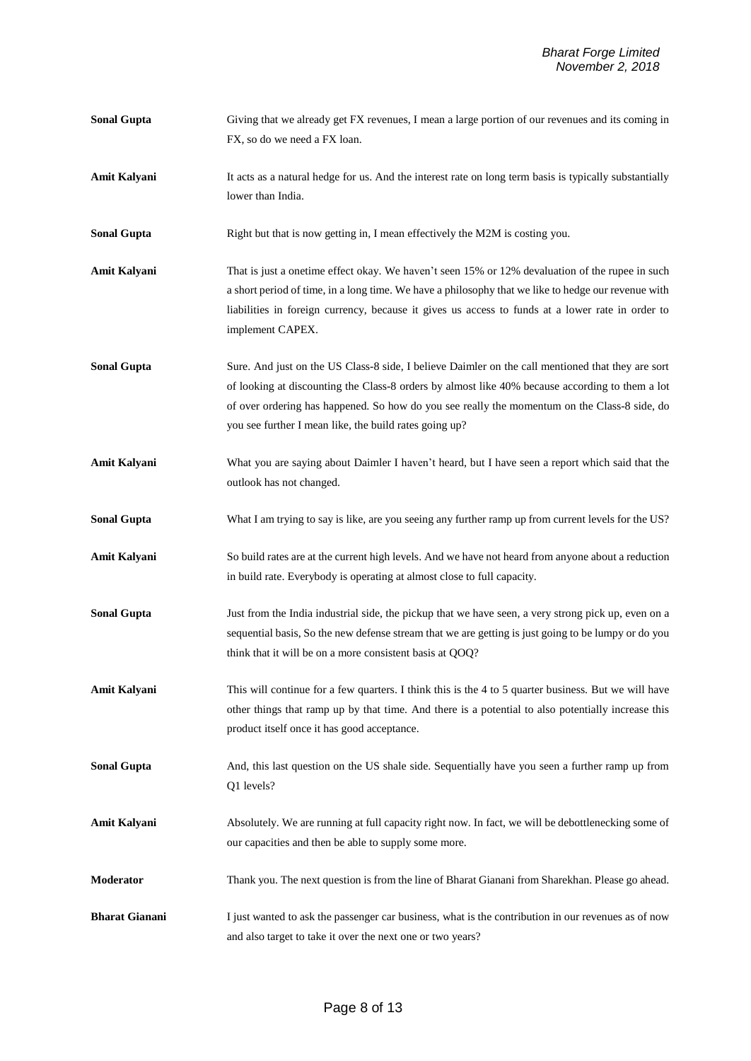**Sonal Gupta** Giving that we already get FX revenues, I mean a large portion of our revenues and its coming in FX, so do we need a FX loan.

**Amit Kalyani** It acts as a natural hedge for us. And the interest rate on long term basis is typically substantially lower than India.

**Sonal Gupta** Right but that is now getting in, I mean effectively the M2M is costing you.

**Amit Kalyani** That is just a onetime effect okay. We haven't seen 15% or 12% devaluation of the rupee in such a short period of time, in a long time. We have a philosophy that we like to hedge our revenue with liabilities in foreign currency, because it gives us access to funds at a lower rate in order to implement CAPEX.

**Sonal Gupta** Sure. And just on the US Class-8 side, I believe Daimler on the call mentioned that they are sort of looking at discounting the Class-8 orders by almost like 40% because according to them a lot of over ordering has happened. So how do you see really the momentum on the Class-8 side, do you see further I mean like, the build rates going up?

**Amit Kalyani** What you are saying about Daimler I haven't heard, but I have seen a report which said that the outlook has not changed.

**Sonal Gupta** What I am trying to say is like, are you seeing any further ramp up from current levels for the US?

**Amit Kalyani** So build rates are at the current high levels. And we have not heard from anyone about a reduction in build rate. Everybody is operating at almost close to full capacity.

**Sonal Gupta** Just from the India industrial side, the pickup that we have seen, a very strong pick up, even on a sequential basis, So the new defense stream that we are getting is just going to be lumpy or do you think that it will be on a more consistent basis at QOQ?

**Amit Kalyani** This will continue for a few quarters. I think this is the 4 to 5 quarter business. But we will have other things that ramp up by that time. And there is a potential to also potentially increase this product itself once it has good acceptance.

**Sonal Gupta** And, this last question on the US shale side. Sequentially have you seen a further ramp up from Q1 levels?

**Amit Kalyani** Absolutely. We are running at full capacity right now. In fact, we will be debottlenecking some of our capacities and then be able to supply some more.

**Moderator** Thank you. The next question is from the line of Bharat Gianani from Sharekhan. Please go ahead.

**Bharat Gianani** I just wanted to ask the passenger car business, what is the contribution in our revenues as of now and also target to take it over the next one or two years?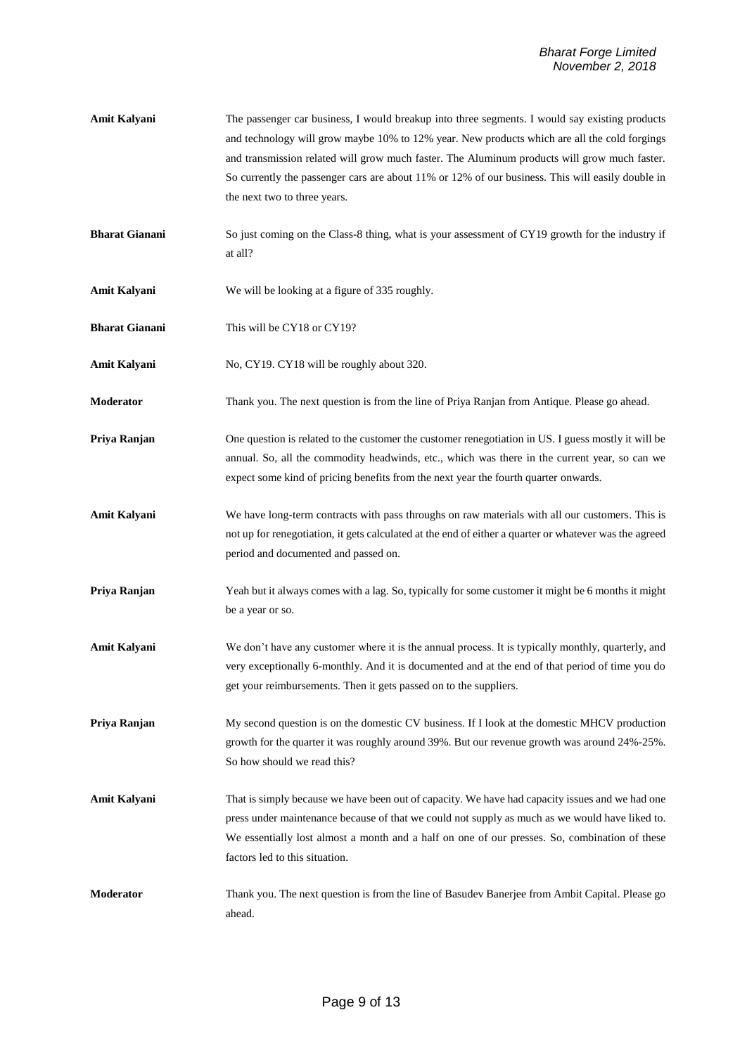**Amit Kalyani** The passenger car business, I would breakup into three segments. I would say existing products and technology will grow maybe 10% to 12% year. New products which are all the cold forgings and transmission related will grow much faster. The Aluminum products will grow much faster. So currently the passenger cars are about 11% or 12% of our business. This will easily double in the next two to three years.

**Bharat Gianani** So just coming on the Class-8 thing, what is your assessment of CY19 growth for the industry if at all?

**Amit Kalyani** We will be looking at a figure of 335 roughly.

**Bharat Gianani** This will be CY18 or CY19?

**Amit Kalyani** No, CY19. CY18 will be roughly about 320.

**Moderator** Thank you. The next question is from the line of Priya Ranjan from Antique. Please go ahead.

**Priya Ranjan** One question is related to the customer the customer renegotiation in US. I guess mostly it will be annual. So, all the commodity headwinds, etc., which was there in the current year, so can we expect some kind of pricing benefits from the next year the fourth quarter onwards.

**Amit Kalyani** We have long-term contracts with pass throughs on raw materials with all our customers. This is not up for renegotiation, it gets calculated at the end of either a quarter or whatever was the agreed period and documented and passed on.

**Priya Ranjan** Yeah but it always comes with a lag. So, typically for some customer it might be 6 months it might be a year or so.

**Amit Kalyani** We don't have any customer where it is the annual process. It is typically monthly, quarterly, and very exceptionally 6-monthly. And it is documented and at the end of that period of time you do get your reimbursements. Then it gets passed on to the suppliers.

**Priya Ranjan** My second question is on the domestic CV business. If I look at the domestic MHCV production growth for the quarter it was roughly around 39%. But our revenue growth was around 24%-25%. So how should we read this?

**Amit Kalyani** That is simply because we have been out of capacity. We have had capacity issues and we had one press under maintenance because of that we could not supply as much as we would have liked to. We essentially lost almost a month and a half on one of our presses. So, combination of these factors led to this situation.

**Moderator** Thank you. The next question is from the line of Basudev Banerjee from Ambit Capital. Please go ahead.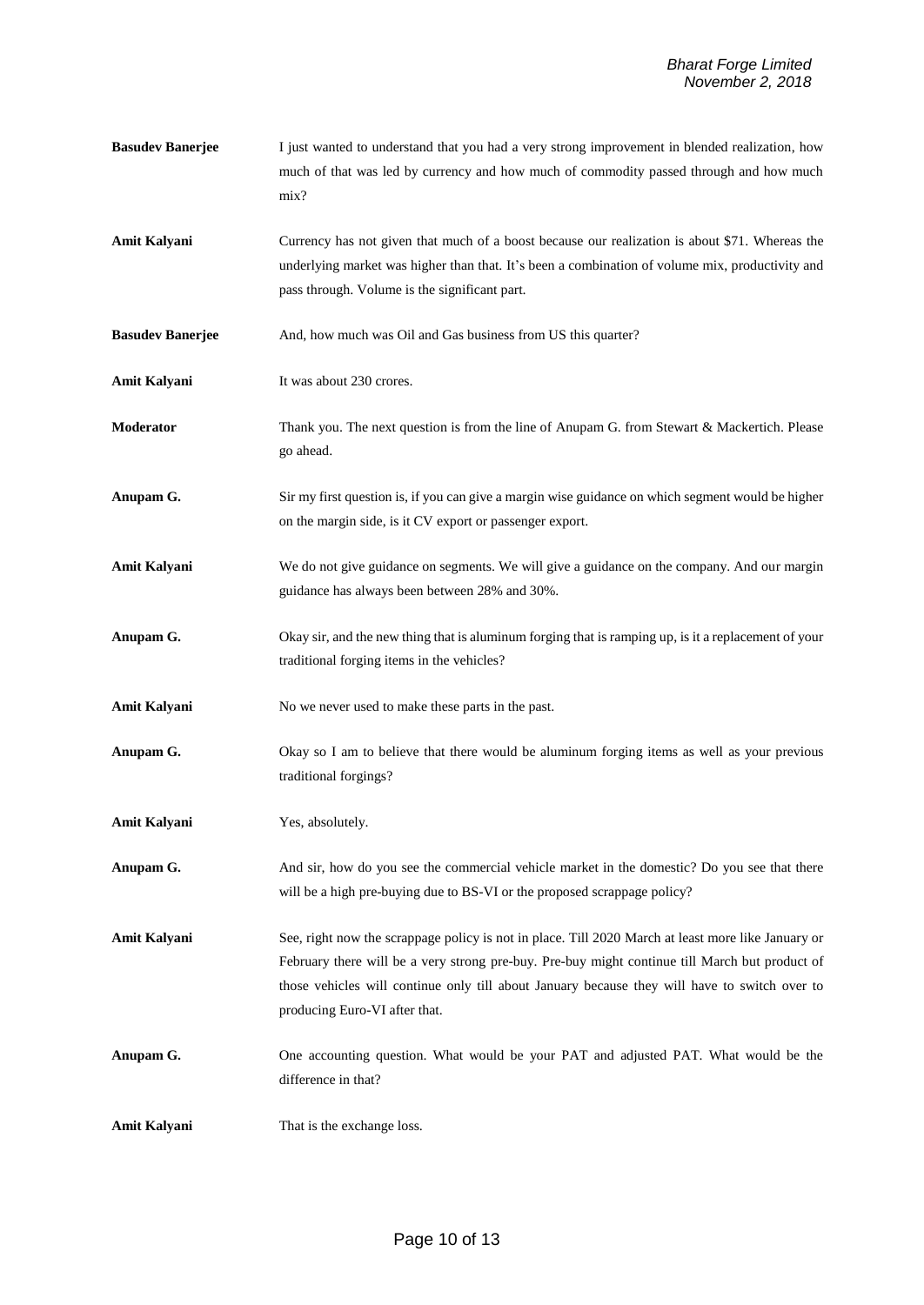**Basudev Banerjee** I just wanted to understand that you had a very strong improvement in blended realization, how much of that was led by currency and how much of commodity passed through and how much mix?

**Amit Kalyani** Currency has not given that much of a boost because our realization is about $71. Whereas the underlying market was higher than that. It's been a combination of volume mix, productivity and pass through. Volume is the significant part.

**Basudev Banerjee** And, how much was Oil and Gas business from US this quarter?

**Amit Kalyani** It was about 230 crores.

**Moderator** Thank you. The next question is from the line of Anupam G. from Stewart & Mackertich. Please go ahead.

**Anupam G.** Sir my first question is, if you can give a margin wise guidance on which segment would be higher on the margin side, is it CV export or passenger export.

**Amit Kalyani** We do not give guidance on segments. We will give a guidance on the company. And our margin guidance has always been between 28% and 30%.

**Anupam G.** Okay sir, and the new thing that is aluminum forging that is ramping up, is it a replacement of your traditional forging items in the vehicles?

**Amit Kalyani** No we never used to make these parts in the past.

**Anupam G.** Okay so I am to believe that there would be aluminum forging items as well as your previous traditional forgings?

**Amit Kalyani** Yes, absolutely.

**Anupam G.** And sir, how do you see the commercial vehicle market in the domestic? Do you see that there will be a high pre-buying due to BS-VI or the proposed scrappage policy?

**Amit Kalyani** See, right now the scrappage policy is not in place. Till 2020 March at least more like January or February there will be a very strong pre-buy. Pre-buy might continue till March but product of those vehicles will continue only till about January because they will have to switch over to producing Euro-VI after that.

**Anupam G.** One accounting question. What would be your PAT and adjusted PAT. What would be the difference in that?

**Amit Kalyani** That is the exchange loss.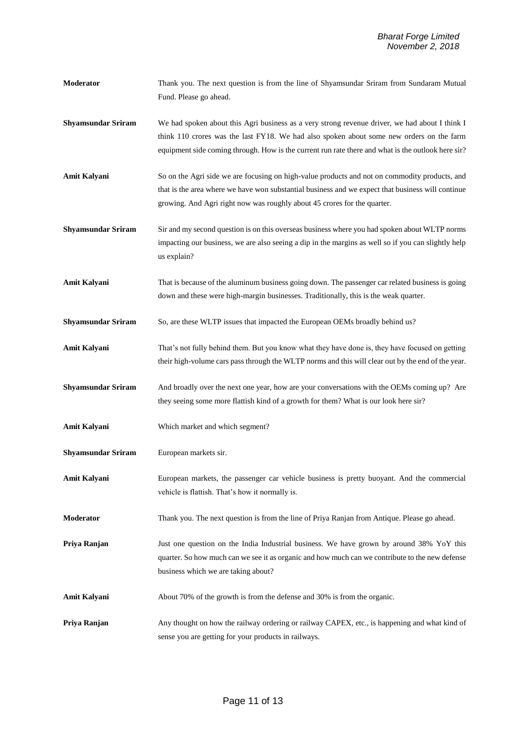**Moderator** Thank you. The next question is from the line of Shyamsundar Sriram from Sundaram Mutual Fund. Please go ahead.

**Shyamsundar Sriram** We had spoken about this Agri business as a very strong revenue driver, we had about I think I think 110 crores was the last FY18. We had also spoken about some new orders on the farm equipment side coming through. How is the current run rate there and what is the outlook here sir?

**Amit Kalyani** So on the Agri side we are focusing on high-value products and not on commodity products, and that is the area where we have won substantial business and we expect that business will continue growing. And Agri right now was roughly about 45 crores for the quarter.

**Shyamsundar Sriram** Sir and my second question is on this overseas business where you had spoken about WLTP norms impacting our business, we are also seeing a dip in the margins as well so if you can slightly help us explain?

**Amit Kalyani** That is because of the aluminum business going down. The passenger car related business is going down and these were high-margin businesses. Traditionally, this is the weak quarter.

**Shyamsundar Sriram** So, are these WLTP issues that impacted the European OEMs broadly behind us?

**Amit Kalyani** That's not fully behind them. But you know what they have done is, they have focused on getting their high-volume cars pass through the WLTP norms and this will clear out by the end of the year.

**Shyamsundar Sriram** And broadly over the next one year, how are your conversations with the OEMs coming up? Are they seeing some more flattish kind of a growth for them? What is our look here sir?

**Amit Kalyani** Which market and which segment?

**Shyamsundar Sriram** European markets sir.

**Amit Kalyani** European markets, the passenger car vehicle business is pretty buoyant. And the commercial vehicle is flattish. That's how it normally is.

**Moderator** Thank you. The next question is from the line of Priya Ranjan from Antique. Please go ahead.

**Priya Ranjan** Just one question on the India Industrial business. We have grown by around 38% YoY this quarter. So how much can we see it as organic and how much can we contribute to the new defense business which we are taking about?

**Amit Kalyani** About 70% of the growth is from the defense and 30% is from the organic.

**Priya Ranjan** Any thought on how the railway ordering or railway CAPEX, etc., is happening and what kind of sense you are getting for your products in railways.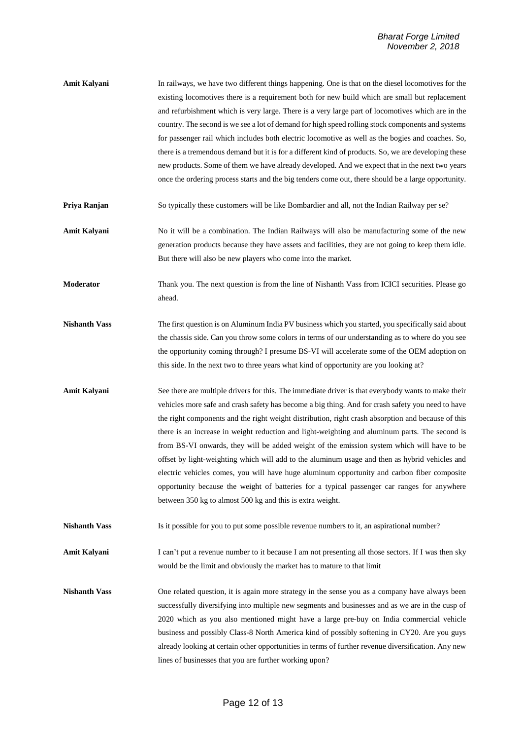**Amit Kalyani** In railways, we have two different things happening. One is that on the diesel locomotives for the existing locomotives there is a requirement both for new build which are small but replacement and refurbishment which is very large. There is a very large part of locomotives which are in the country. The second is we see a lot of demand for high speed rolling stock components and systems for passenger rail which includes both electric locomotive as well as the bogies and coaches. So, there is a tremendous demand but it is for a different kind of products. So, we are developing these new products. Some of them we have already developed. And we expect that in the next two years once the ordering process starts and the big tenders come out, there should be a large opportunity.

**Priya Ranjan** So typically these customers will be like Bombardier and all, not the Indian Railway per se?

**Amit Kalyani** No it will be a combination. The Indian Railways will also be manufacturing some of the new generation products because they have assets and facilities, they are not going to keep them idle. But there will also be new players who come into the market.

**Moderator** Thank you. The next question is from the line of Nishanth Vass from ICICI securities. Please go ahead.

**Nishanth Vass** The first question is on Aluminum India PV business which you started, you specifically said about the chassis side. Can you throw some colors in terms of our understanding as to where do you see the opportunity coming through? I presume BS-VI will accelerate some of the OEM adoption on this side. In the next two to three years what kind of opportunity are you looking at?

**Amit Kalyani** See there are multiple drivers for this. The immediate driver is that everybody wants to make their vehicles more safe and crash safety has become a big thing. And for crash safety you need to have the right components and the right weight distribution, right crash absorption and because of this there is an increase in weight reduction and light-weighting and aluminum parts. The second is from BS-VI onwards, they will be added weight of the emission system which will have to be offset by light-weighting which will add to the aluminum usage and then as hybrid vehicles and electric vehicles comes, you will have huge aluminum opportunity and carbon fiber composite opportunity because the weight of batteries for a typical passenger car ranges for anywhere between 350 kg to almost 500 kg and this is extra weight.

**Nishanth Vass** Is it possible for you to put some possible revenue numbers to it, an aspirational number?

**Amit Kalyani** I can't put a revenue number to it because I am not presenting all those sectors. If I was then sky would be the limit and obviously the market has to mature to that limit

**Nishanth Vass** One related question, it is again more strategy in the sense you as a company have always been successfully diversifying into multiple new segments and businesses and as we are in the cusp of 2020 which as you also mentioned might have a large pre-buy on India commercial vehicle business and possibly Class-8 North America kind of possibly softening in CY20. Are you guys already looking at certain other opportunities in terms of further revenue diversification. Any new lines of businesses that you are further working upon?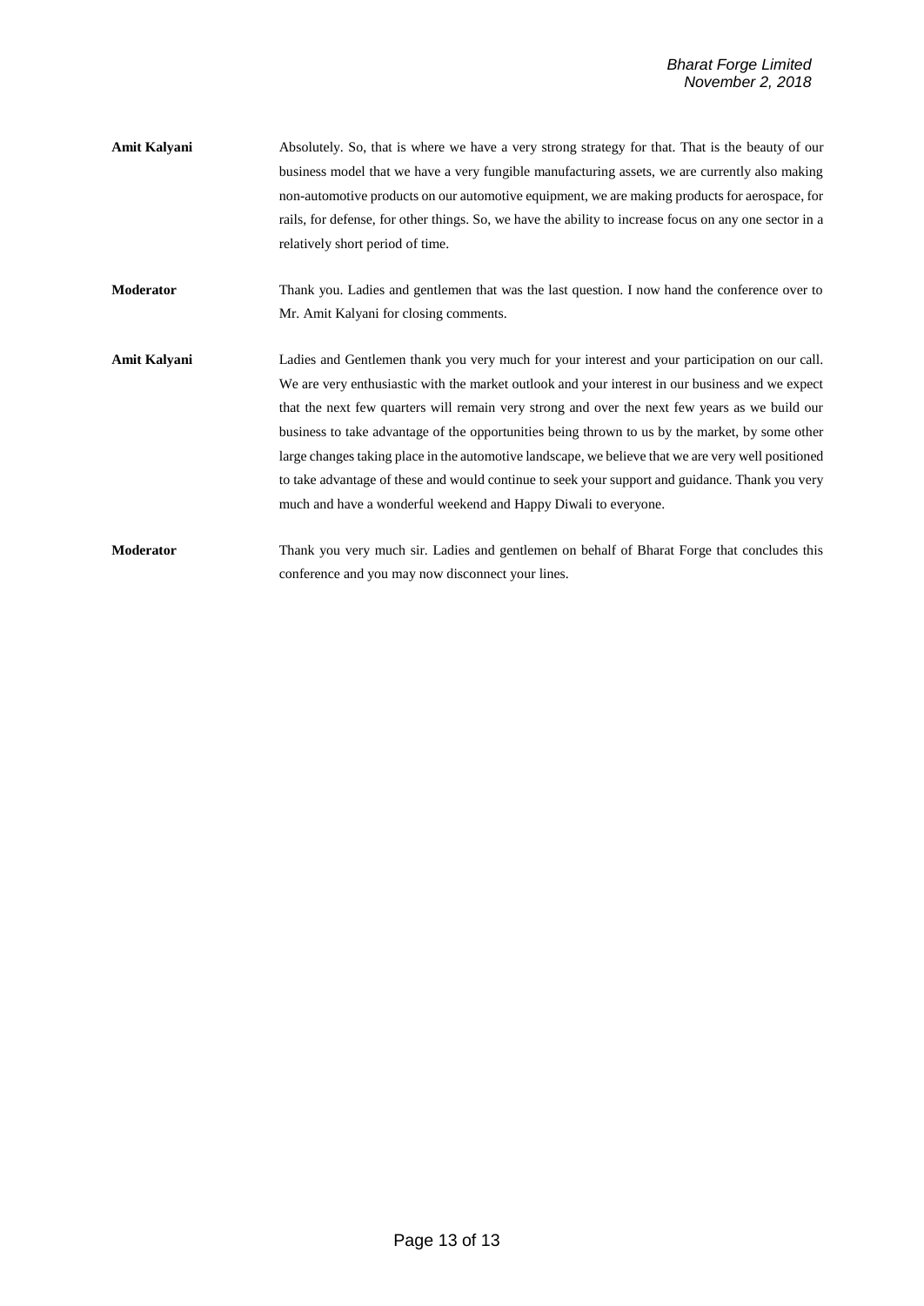**Amit Kalyani** Absolutely. So, that is where we have a very strong strategy for that. That is the beauty of our business model that we have a very fungible manufacturing assets, we are currently also making non-automotive products on our automotive equipment, we are making products for aerospace, for rails, for defense, for other things. So, we have the ability to increase focus on any one sector in a relatively short period of time.

**Moderator** Thank you. Ladies and gentlemen that was the last question. I now hand the conference over to Mr. Amit Kalyani for closing comments.

**Amit Kalyani** Ladies and Gentlemen thank you very much for your interest and your participation on our call. We are very enthusiastic with the market outlook and your interest in our business and we expect that the next few quarters will remain very strong and over the next few years as we build our business to take advantage of the opportunities being thrown to us by the market, by some other large changes taking place in the automotive landscape, we believe that we are very well positioned to take advantage of these and would continue to seek your support and guidance. Thank you very much and have a wonderful weekend and Happy Diwali to everyone.

**Moderator** Thank you very much sir. Ladies and gentlemen on behalf of Bharat Forge that concludes this conference and you may now disconnect your lines.